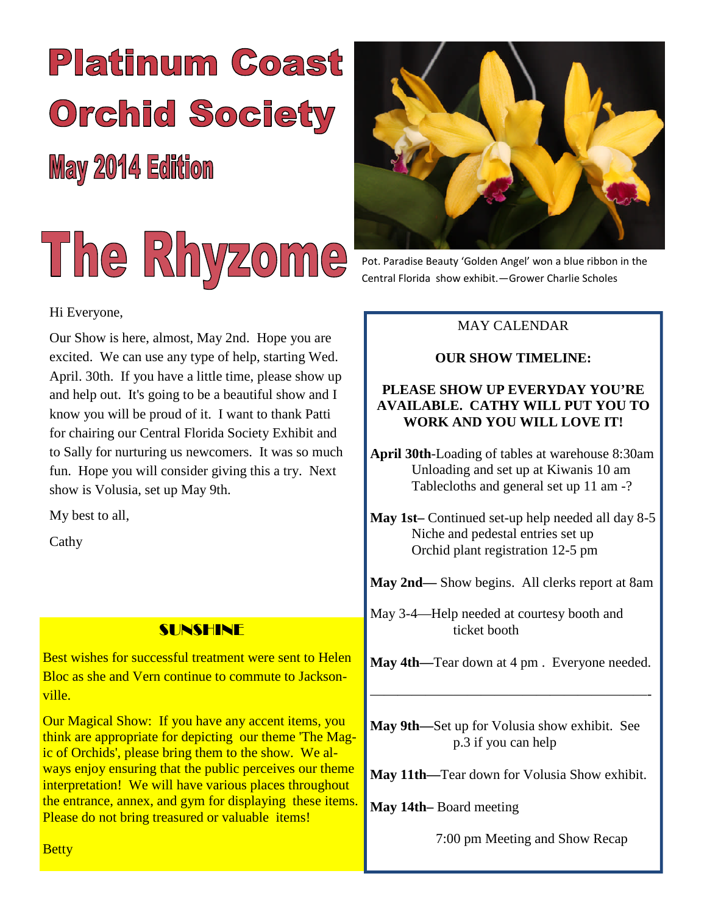# Platinum Coast Orchid Society

## May 2014 Edition

# The Rhyzome

Pot. Paradise Beauty 'Golden Angel' won a blue ribbon in the Central Florida show exhibit.—Grower Charlie Scholes

Hi Everyone,

Our Show is here, almost, May 2nd. Hope you are excited. We can use any type of help, starting Wed. April. 30th. If you have a little time, please show up and help out. It's going to be a beautiful show and I know you will be proud of it. I want to thank Patti for chairing our Central Florida Society Exhibit and to Sally for nurturing us newcomers. It was so much fun. Hope you will consider giving this a try. Next show is Volusia, set up May 9th.

My best to all,

Cathy

### SUNSHINE

Best wishes for successful treatment were sent to Helen Bloc as she and Vern continue to commute to Jacksonville.

Our Magical Show: If you have any accent items, you think are appropriate for depicting our theme 'The Magic of Orchids', please bring them to the show. We always enjoy ensuring that the public perceives our theme interpretation! We will have various places throughout the entrance, annex, and gym for displaying these items. Please do not bring treasured or valuable items!

Betty

### MAY CALENDAR

**OUR SHOW TIMELINE:**

**PLEASE SHOW UP EVERYDAY YOU'RE AVAILABLE. CATHY WILL PUT YOU TO WORK AND YOU WILL LOVE IT!**

**April 30th**-Loading of tables at warehouse 8:30am
Unloading and set up at Kiwanis 10 am
Tablecloths and general set up 11 am -?

**May 1st–** Continued set-up help needed all day 8-5
Niche and pedestal entries set up
Orchid plant registration 12-5 pm

**May 2nd—** Show begins. All clerks report at 8am

May 3-4—Help needed at courtesy booth and ticket booth

**May 4th—**Tear down at 4 pm . Everyone needed.

---

**May 9th—**Set up for Volusia show exhibit. See p.3 if you can help

**May 11th—**Tear down for Volusia Show exhibit.

**May 14th–** Board meeting

7:00 pm Meeting and Show Recap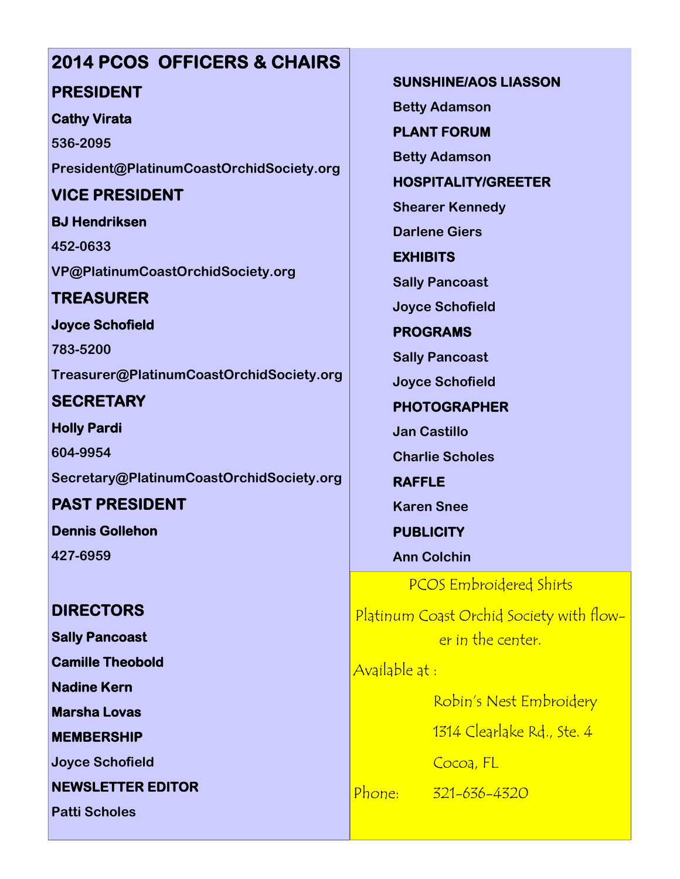# 2014 PCOS OFFICERS & CHAIRS

## PRESIDENT

**Cathy Virata**

**536-2095**

**President@PlatinumCoastOrchidSociety.org**

## VICE PRESIDENT

**BJ Hendriksen**

**452-0633**

**VP@PlatinumCoastOrchidSociety.org**

## TREASURER

**Joyce Schofield**

**783-5200**

**Treasurer@PlatinumCoastOrchidSociety.org**

## SECRETARY

**Holly Pardi**

**604-9954**

**Secretary@PlatinumCoastOrchidSociety.org**

## PAST PRESIDENT

**Dennis Gollehon**

**427-6959**

## DIRECTORS

**Sally Pancoast**

**Camille Theobold**

**Nadine Kern**

**Marsha Lovas**

**MEMBERSHIP**

**Joyce Schofield**

**NEWSLETTER EDITOR**

**Patti Scholes**

**SUNSHINE/AOS LIASSON**

**Betty Adamson**

**PLANT FORUM**

**Betty Adamson**

**HOSPITALITY/GREETER**

**Shearer Kennedy**

**Darlene Giers**

**EXHIBITS**

**Sally Pancoast**

**Joyce Schofield**

**PROGRAMS**

**Sally Pancoast**

**Joyce Schofield**

**PHOTOGRAPHER**

**Jan Castillo**

**Charlie Scholes**

**RAFFLE**

**Karen Snee**

**PUBLICITY**

**Ann Colchin**

PCOS Embroidered Shirts

Platinum Coast Orchid Society with flower in the center.

Available at :

Robin's Nest Embroidery

1314 Clearlake Rd., Ste. 4

Cocoa, FL

Phone: 321-636-4320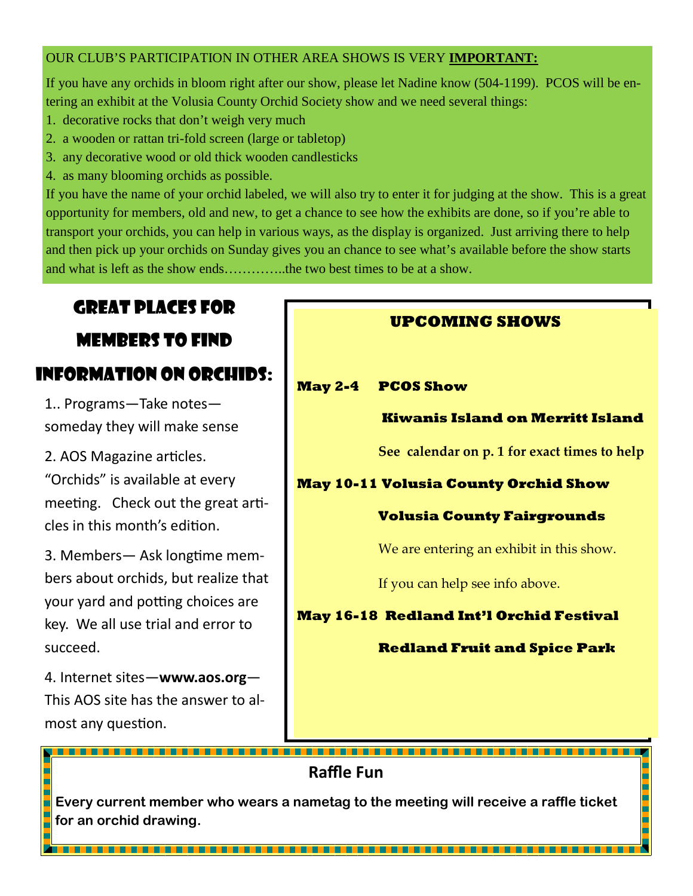OUR CLUB'S PARTICIPATION IN OTHER AREA SHOWS IS VERY **IMPORTANT:**

If you have any orchids in bloom right after our show, please let Nadine know (504-1199). PCOS will be entering an exhibit at the Volusia County Orchid Society show and we need several things:

1. decorative rocks that don't weigh very much
2. a wooden or rattan tri-fold screen (large or tabletop)
3. any decorative wood or old thick wooden candlesticks
4. as many blooming orchids as possible.

If you have the name of your orchid labeled, we will also try to enter it for judging at the show. This is a great opportunity for members, old and new, to get a chance to see how the exhibits are done, so if you're able to transport your orchids, you can help in various ways, as the display is organized. Just arriving there to help and then pick up your orchids on Sunday gives you an chance to see what's available before the show starts and what is left as the show ends…………..the two best times to be at a show.

## Great Places for Members to Find Information on Orchids:

1.. Programs—Take notes—someday they will make sense

2. AOS Magazine articles. "Orchids" is available at every meeting. Check out the great articles in this month's edition.

3. Members— Ask longtime members about orchids, but realize that your yard and potting choices are key. We all use trial and error to succeed.

4. Internet sites—**www.aos.org**—This AOS site has the answer to almost any question.

## UPCOMING SHOWS

**May 2-4 PCOS Show**

**Kiwanis Island on Merritt Island**

**See calendar on p. 1 for exact times to help**

**May 10-11 Volusia County Orchid Show**

**Volusia County Fairgrounds**

We are entering an exhibit in this show.

If you can help see info above.

**May 16-18 Redland Int'l Orchid Festival**

**Redland Fruit and Spice Park**

## Raffle Fun

**Every current member who wears a nametag to the meeting will receive a raffle ticket for an orchid drawing.**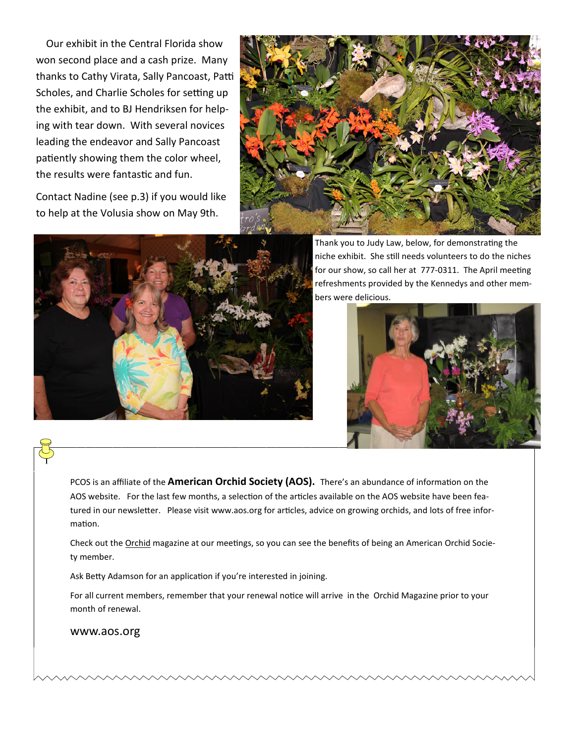Our exhibit in the Central Florida show won second place and a cash prize. Many thanks to Cathy Virata, Sally Pancoast, Patti Scholes, and Charlie Scholes for setting up the exhibit, and to BJ Hendriksen for helping with tear down. With several novices leading the endeavor and Sally Pancoast patiently showing them the color wheel, the results were fantastic and fun.

Contact Nadine (see p.3) if you would like to help at the Volusia show on May 9th.

Thank you to Judy Law, below, for demonstrating the niche exhibit. She still needs volunteers to do the niches for our show, so call her at 777-0311. The April meeting refreshments provided by the Kennedys and other members were delicious.

PCOS is an affiliate of the **American Orchid Society (AOS).** There's an abundance of information on the AOS website. For the last few months, a selection of the articles available on the AOS website have been featured in our newsletter. Please visit www.aos.org for articles, advice on growing orchids, and lots of free information.

Check out the Orchid magazine at our meetings, so you can see the benefits of being an American Orchid Society member.

Ask Betty Adamson for an application if you're interested in joining.

For all current members, remember that your renewal notice will arrive in the Orchid Magazine prior to your month of renewal.

www.aos.org